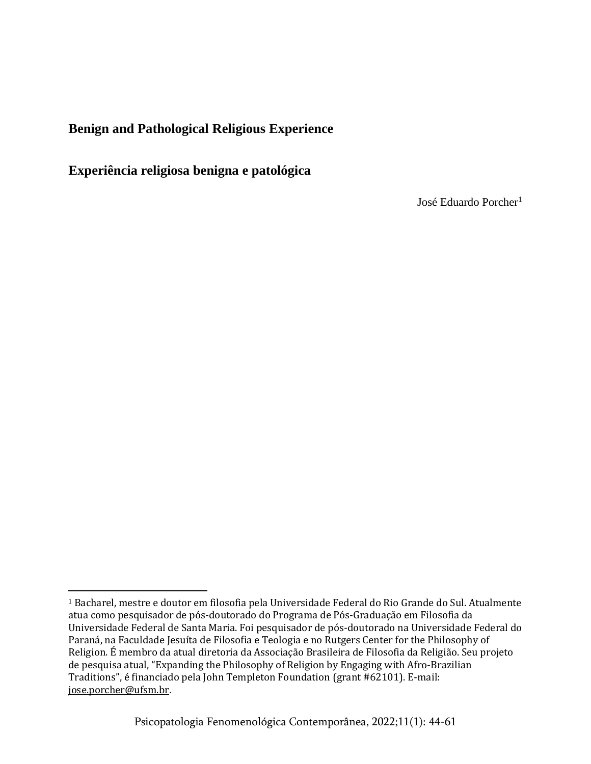# Benign and Pathological Religious Experience

# Experiência religiosa benigna e patológica

José Eduardo Porcher[1]

---

[1] Bacharel, mestre e doutor em filosofia pela Universidade Federal do Rio Grande do Sul. Atualmente atua como pesquisador de pós-doutorado do Programa de Pós-Graduação em Filosofia da Universidade Federal de Santa Maria. Foi pesquisador de pós-doutorado na Universidade Federal do Paraná, na Faculdade Jesuíta de Filosofia e Teologia e no Rutgers Center for the Philosophy of Religion. É membro da atual diretoria da Associação Brasileira de Filosofia da Religião. Seu projeto de pesquisa atual, "Expanding the Philosophy of Religion by Engaging with Afro-Brazilian Traditions", é financiado pela John Templeton Foundation (grant #62101). E-mail: jose.porcher@ufsm.br.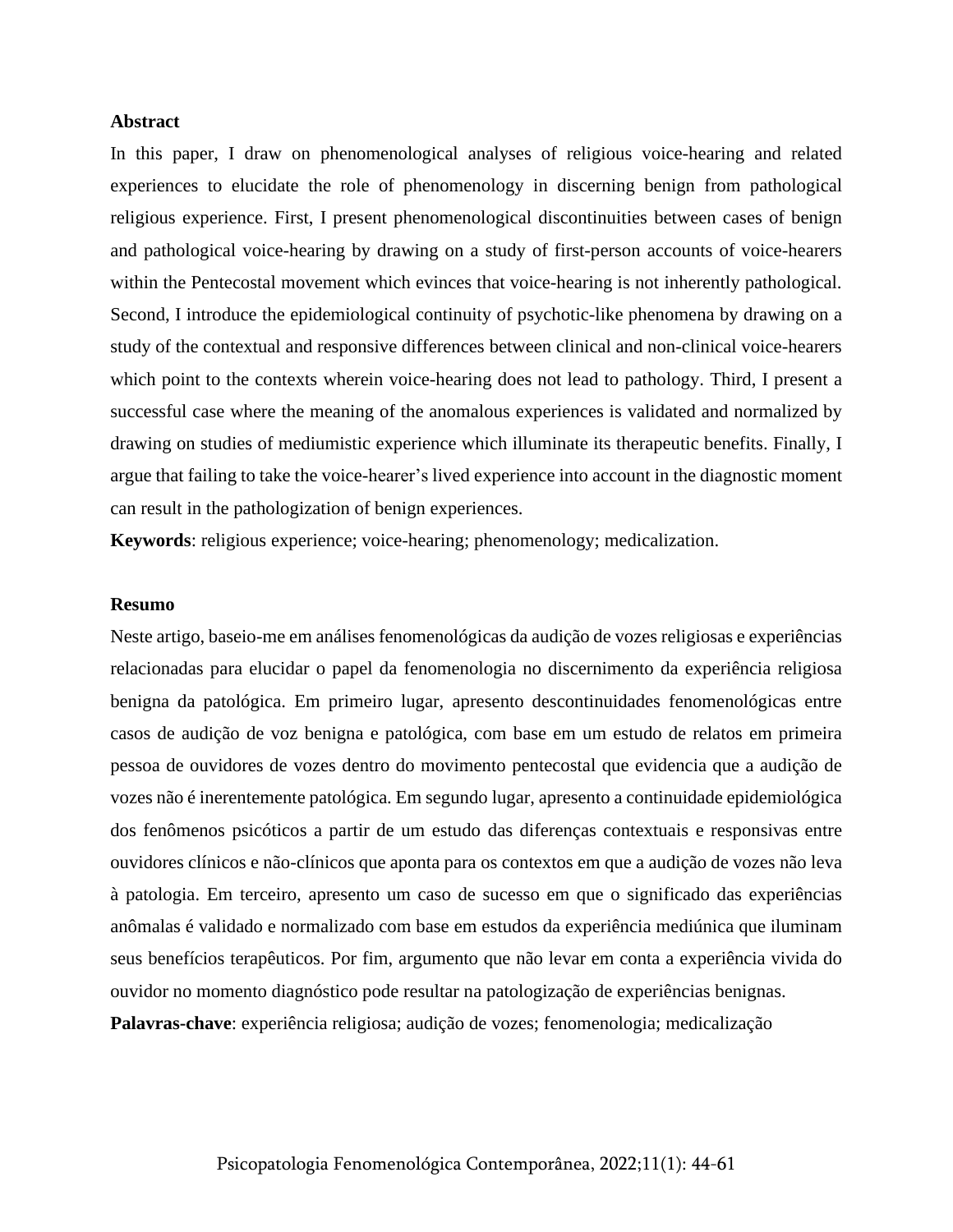**Abstract**

In this paper, I draw on phenomenological analyses of religious voice-hearing and related experiences to elucidate the role of phenomenology in discerning benign from pathological religious experience. First, I present phenomenological discontinuities between cases of benign and pathological voice-hearing by drawing on a study of first-person accounts of voice-hearers within the Pentecostal movement which evinces that voice-hearing is not inherently pathological. Second, I introduce the epidemiological continuity of psychotic-like phenomena by drawing on a study of the contextual and responsive differences between clinical and non-clinical voice-hearers which point to the contexts wherein voice-hearing does not lead to pathology. Third, I present a successful case where the meaning of the anomalous experiences is validated and normalized by drawing on studies of mediumistic experience which illuminate its therapeutic benefits. Finally, I argue that failing to take the voice-hearer's lived experience into account in the diagnostic moment can result in the pathologization of benign experiences.

**Keywords**: religious experience; voice-hearing; phenomenology; medicalization.

**Resumo**

Neste artigo, baseio-me em análises fenomenológicas da audição de vozes religiosas e experiências relacionadas para elucidar o papel da fenomenologia no discernimento da experiência religiosa benigna da patológica. Em primeiro lugar, apresento descontinuidades fenomenológicas entre casos de audição de voz benigna e patológica, com base em um estudo de relatos em primeira pessoa de ouvidores de vozes dentro do movimento pentecostal que evidencia que a audição de vozes não é inerentemente patológica. Em segundo lugar, apresento a continuidade epidemiológica dos fenômenos psicóticos a partir de um estudo das diferenças contextuais e responsivas entre ouvidores clínicos e não-clínicos que aponta para os contextos em que a audição de vozes não leva à patologia. Em terceiro, apresento um caso de sucesso em que o significado das experiências anômalas é validado e normalizado com base em estudos da experiência mediúnica que iluminam seus benefícios terapêuticos. Por fim, argumento que não levar em conta a experiência vivida do ouvidor no momento diagnóstico pode resultar na patologização de experiências benignas.

**Palavras-chave**: experiência religiosa; audição de vozes; fenomenologia; medicalização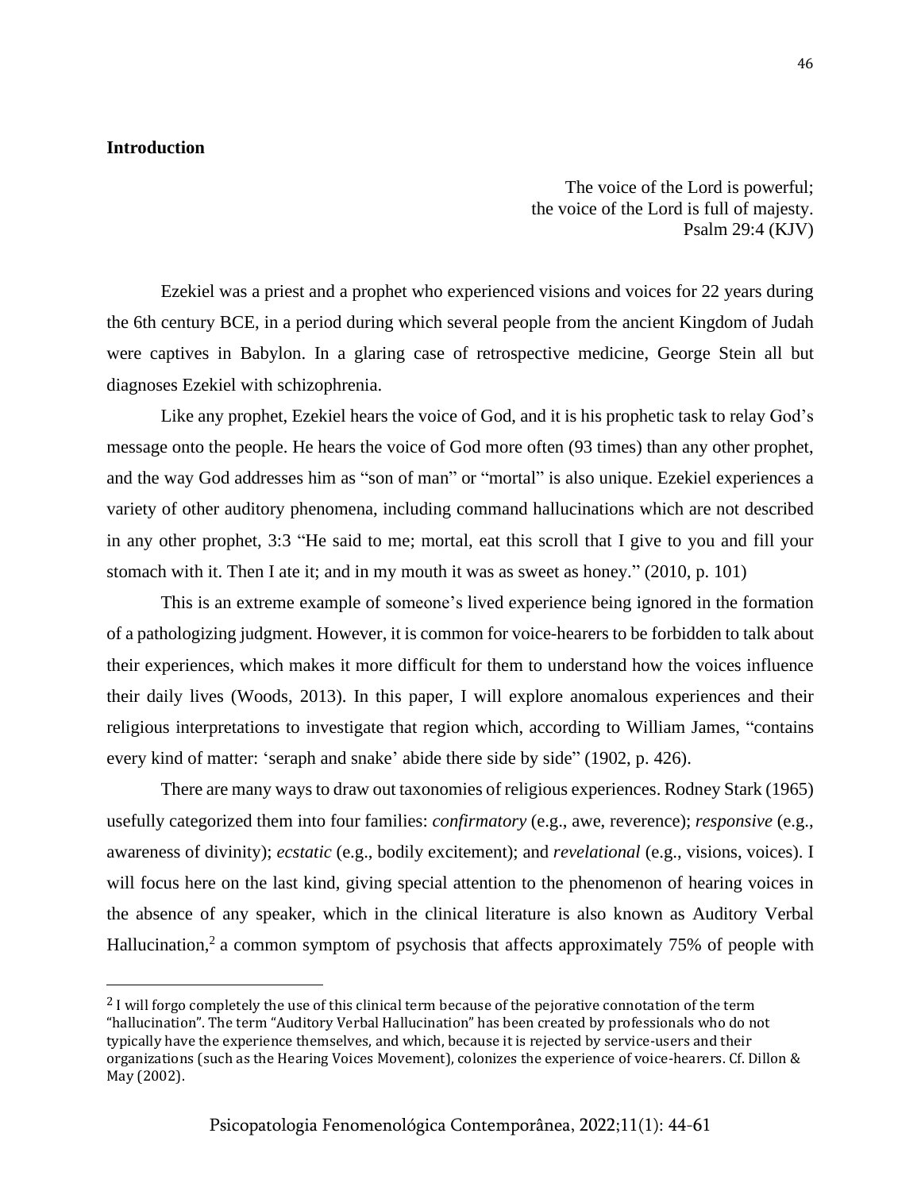## Introduction

> The voice of the Lord is powerful;
> the voice of the Lord is full of majesty.
> Psalm 29:4 (KJV)

Ezekiel was a priest and a prophet who experienced visions and voices for 22 years during the 6th century BCE, in a period during which several people from the ancient Kingdom of Judah were captives in Babylon. In a glaring case of retrospective medicine, George Stein all but diagnoses Ezekiel with schizophrenia.

Like any prophet, Ezekiel hears the voice of God, and it is his prophetic task to relay God's message onto the people. He hears the voice of God more often (93 times) than any other prophet, and the way God addresses him as "son of man" or "mortal" is also unique. Ezekiel experiences a variety of other auditory phenomena, including command hallucinations which are not described in any other prophet, 3:3 "He said to me; mortal, eat this scroll that I give to you and fill your stomach with it. Then I ate it; and in my mouth it was as sweet as honey." (2010, p. 101)

This is an extreme example of someone's lived experience being ignored in the formation of a pathologizing judgment. However, it is common for voice-hearers to be forbidden to talk about their experiences, which makes it more difficult for them to understand how the voices influence their daily lives (Woods, 2013). In this paper, I will explore anomalous experiences and their religious interpretations to investigate that region which, according to William James, "contains every kind of matter: 'seraph and snake' abide there side by side" (1902, p. 426).

There are many ways to draw out taxonomies of religious experiences. Rodney Stark (1965) usefully categorized them into four families: *confirmatory* (e.g., awe, reverence); *responsive* (e.g., awareness of divinity); *ecstatic* (e.g., bodily excitement); and *revelational* (e.g., visions, voices). I will focus here on the last kind, giving special attention to the phenomenon of hearing voices in the absence of any speaker, which in the clinical literature is also known as Auditory Verbal Hallucination,[2] a common symptom of psychosis that affects approximately 75% of people with

[2] I will forgo completely the use of this clinical term because of the pejorative connotation of the term "hallucination". The term "Auditory Verbal Hallucination" has been created by professionals who do not typically have the experience themselves, and which, because it is rejected by service-users and their organizations (such as the Hearing Voices Movement), colonizes the experience of voice-hearers. Cf. Dillon & May (2002).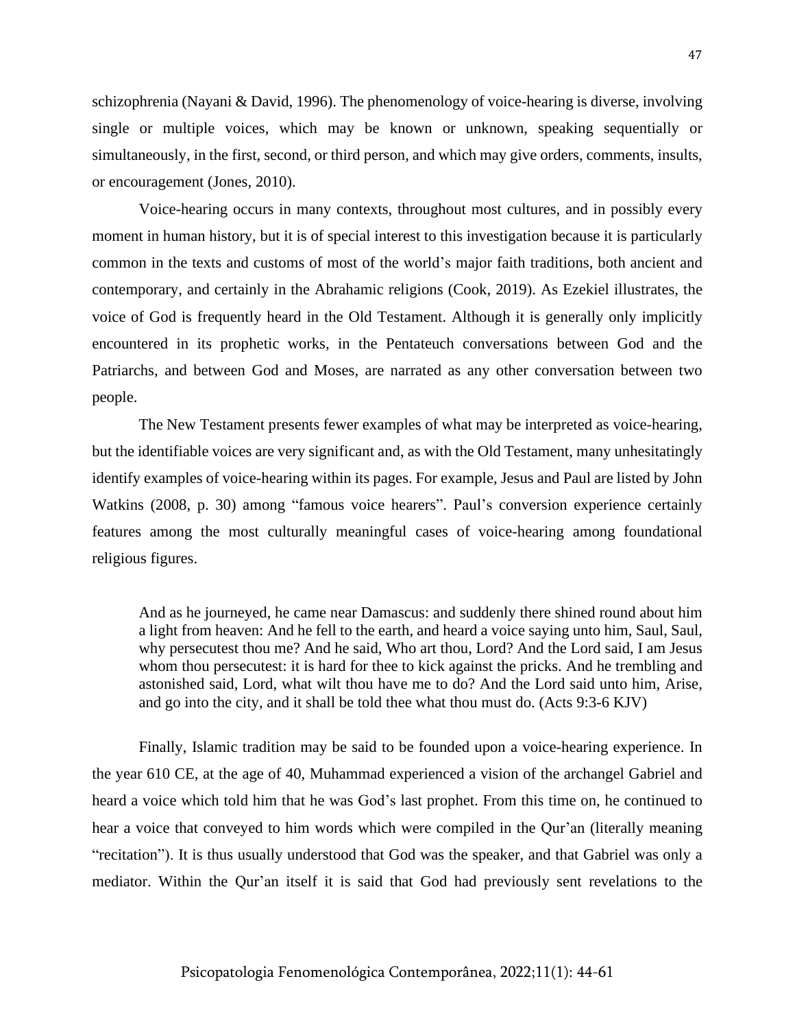schizophrenia (Nayani & David, 1996). The phenomenology of voice-hearing is diverse, involving single or multiple voices, which may be known or unknown, speaking sequentially or simultaneously, in the first, second, or third person, and which may give orders, comments, insults, or encouragement (Jones, 2010).

Voice-hearing occurs in many contexts, throughout most cultures, and in possibly every moment in human history, but it is of special interest to this investigation because it is particularly common in the texts and customs of most of the world's major faith traditions, both ancient and contemporary, and certainly in the Abrahamic religions (Cook, 2019). As Ezekiel illustrates, the voice of God is frequently heard in the Old Testament. Although it is generally only implicitly encountered in its prophetic works, in the Pentateuch conversations between God and the Patriarchs, and between God and Moses, are narrated as any other conversation between two people.

The New Testament presents fewer examples of what may be interpreted as voice-hearing, but the identifiable voices are very significant and, as with the Old Testament, many unhesitatingly identify examples of voice-hearing within its pages. For example, Jesus and Paul are listed by John Watkins (2008, p. 30) among "famous voice hearers". Paul's conversion experience certainly features among the most culturally meaningful cases of voice-hearing among foundational religious figures.

> And as he journeyed, he came near Damascus: and suddenly there shined round about him a light from heaven: And he fell to the earth, and heard a voice saying unto him, Saul, Saul, why persecutest thou me? And he said, Who art thou, Lord? And the Lord said, I am Jesus whom thou persecutest: it is hard for thee to kick against the pricks. And he trembling and astonished said, Lord, what wilt thou have me to do? And the Lord said unto him, Arise, and go into the city, and it shall be told thee what thou must do. (Acts 9:3-6 KJV)

Finally, Islamic tradition may be said to be founded upon a voice-hearing experience. In the year 610 CE, at the age of 40, Muhammad experienced a vision of the archangel Gabriel and heard a voice which told him that he was God's last prophet. From this time on, he continued to hear a voice that conveyed to him words which were compiled in the Qur'an (literally meaning "recitation"). It is thus usually understood that God was the speaker, and that Gabriel was only a mediator. Within the Qur'an itself it is said that God had previously sent revelations to the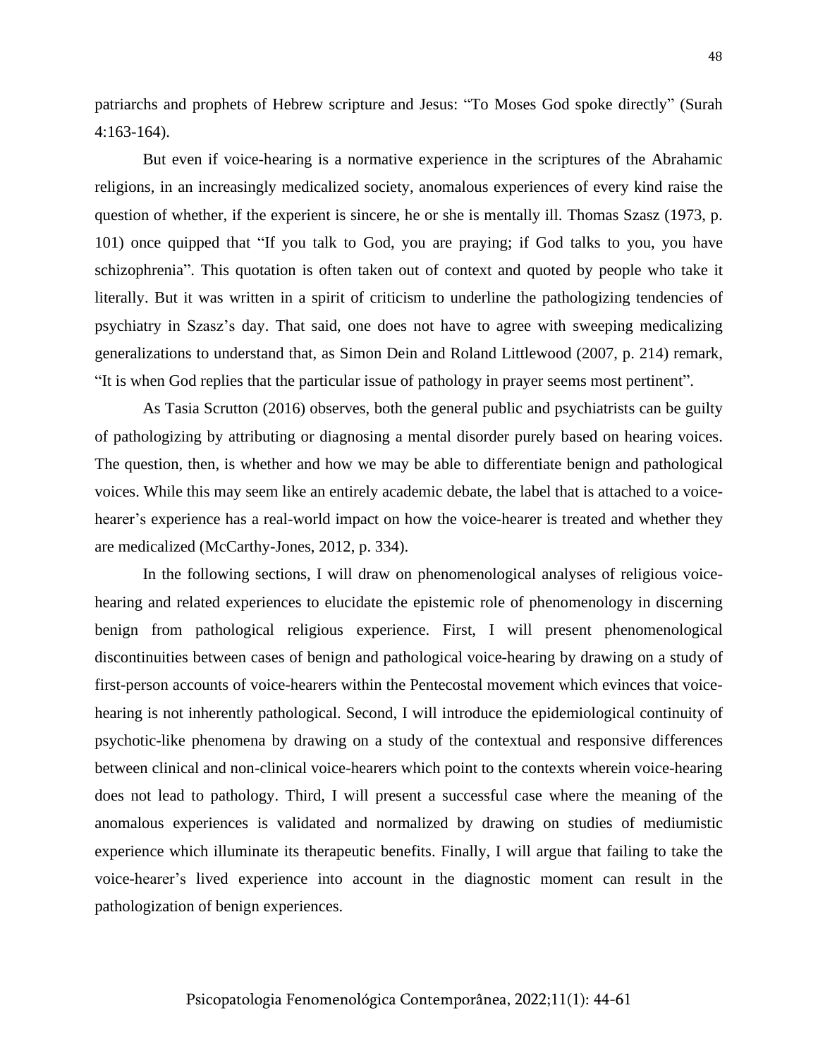patriarchs and prophets of Hebrew scripture and Jesus: “To Moses God spoke directly” (Surah 4:163-164).

But even if voice-hearing is a normative experience in the scriptures of the Abrahamic religions, in an increasingly medicalized society, anomalous experiences of every kind raise the question of whether, if the experient is sincere, he or she is mentally ill. Thomas Szasz (1973, p. 101) once quipped that “If you talk to God, you are praying; if God talks to you, you have schizophrenia”. This quotation is often taken out of context and quoted by people who take it literally. But it was written in a spirit of criticism to underline the pathologizing tendencies of psychiatry in Szasz’s day. That said, one does not have to agree with sweeping medicalizing generalizations to understand that, as Simon Dein and Roland Littlewood (2007, p. 214) remark, “It is when God replies that the particular issue of pathology in prayer seems most pertinent”.

As Tasia Scrutton (2016) observes, both the general public and psychiatrists can be guilty of pathologizing by attributing or diagnosing a mental disorder purely based on hearing voices. The question, then, is whether and how we may be able to differentiate benign and pathological voices. While this may seem like an entirely academic debate, the label that is attached to a voice-hearer’s experience has a real-world impact on how the voice-hearer is treated and whether they are medicalized (McCarthy-Jones, 2012, p. 334).

In the following sections, I will draw on phenomenological analyses of religious voice-hearing and related experiences to elucidate the epistemic role of phenomenology in discerning benign from pathological religious experience. First, I will present phenomenological discontinuities between cases of benign and pathological voice-hearing by drawing on a study of first-person accounts of voice-hearers within the Pentecostal movement which evinces that voice-hearing is not inherently pathological. Second, I will introduce the epidemiological continuity of psychotic-like phenomena by drawing on a study of the contextual and responsive differences between clinical and non-clinical voice-hearers which point to the contexts wherein voice-hearing does not lead to pathology. Third, I will present a successful case where the meaning of the anomalous experiences is validated and normalized by drawing on studies of mediumistic experience which illuminate its therapeutic benefits. Finally, I will argue that failing to take the voice-hearer’s lived experience into account in the diagnostic moment can result in the pathologization of benign experiences.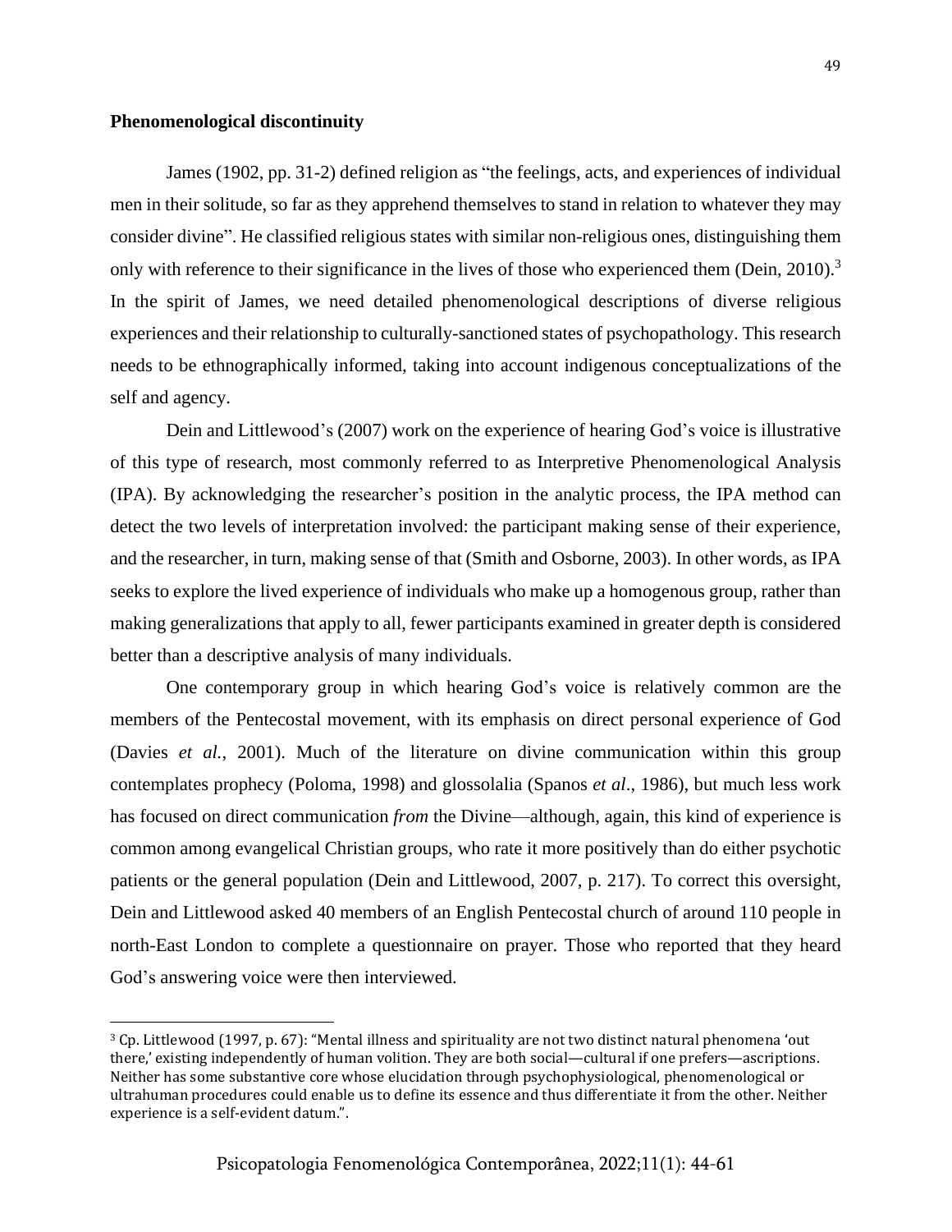## Phenomenological discontinuity

James (1902, pp. 31-2) defined religion as "the feelings, acts, and experiences of individual men in their solitude, so far as they apprehend themselves to stand in relation to whatever they may consider divine". He classified religious states with similar non-religious ones, distinguishing them only with reference to their significance in the lives of those who experienced them (Dein, 2010).[3] In the spirit of James, we need detailed phenomenological descriptions of diverse religious experiences and their relationship to culturally-sanctioned states of psychopathology. This research needs to be ethnographically informed, taking into account indigenous conceptualizations of the self and agency.

Dein and Littlewood's (2007) work on the experience of hearing God's voice is illustrative of this type of research, most commonly referred to as Interpretive Phenomenological Analysis (IPA). By acknowledging the researcher's position in the analytic process, the IPA method can detect the two levels of interpretation involved: the participant making sense of their experience, and the researcher, in turn, making sense of that (Smith and Osborne, 2003). In other words, as IPA seeks to explore the lived experience of individuals who make up a homogenous group, rather than making generalizations that apply to all, fewer participants examined in greater depth is considered better than a descriptive analysis of many individuals.

One contemporary group in which hearing God's voice is relatively common are the members of the Pentecostal movement, with its emphasis on direct personal experience of God (Davies *et al.*, 2001). Much of the literature on divine communication within this group contemplates prophecy (Poloma, 1998) and glossolalia (Spanos *et al*., 1986), but much less work has focused on direct communication *from* the Divine—although, again, this kind of experience is common among evangelical Christian groups, who rate it more positively than do either psychotic patients or the general population (Dein and Littlewood, 2007, p. 217). To correct this oversight, Dein and Littlewood asked 40 members of an English Pentecostal church of around 110 people in north-East London to complete a questionnaire on prayer. Those who reported that they heard God's answering voice were then interviewed.

---

[3] Cp. Littlewood (1997, p. 67): "Mental illness and spirituality are not two distinct natural phenomena 'out there,' existing independently of human volition. They are both social—cultural if one prefers—ascriptions. Neither has some substantive core whose elucidation through psychophysiological, phenomenological or ultrahuman procedures could enable us to define its essence and thus differentiate it from the other. Neither experience is a self-evident datum.".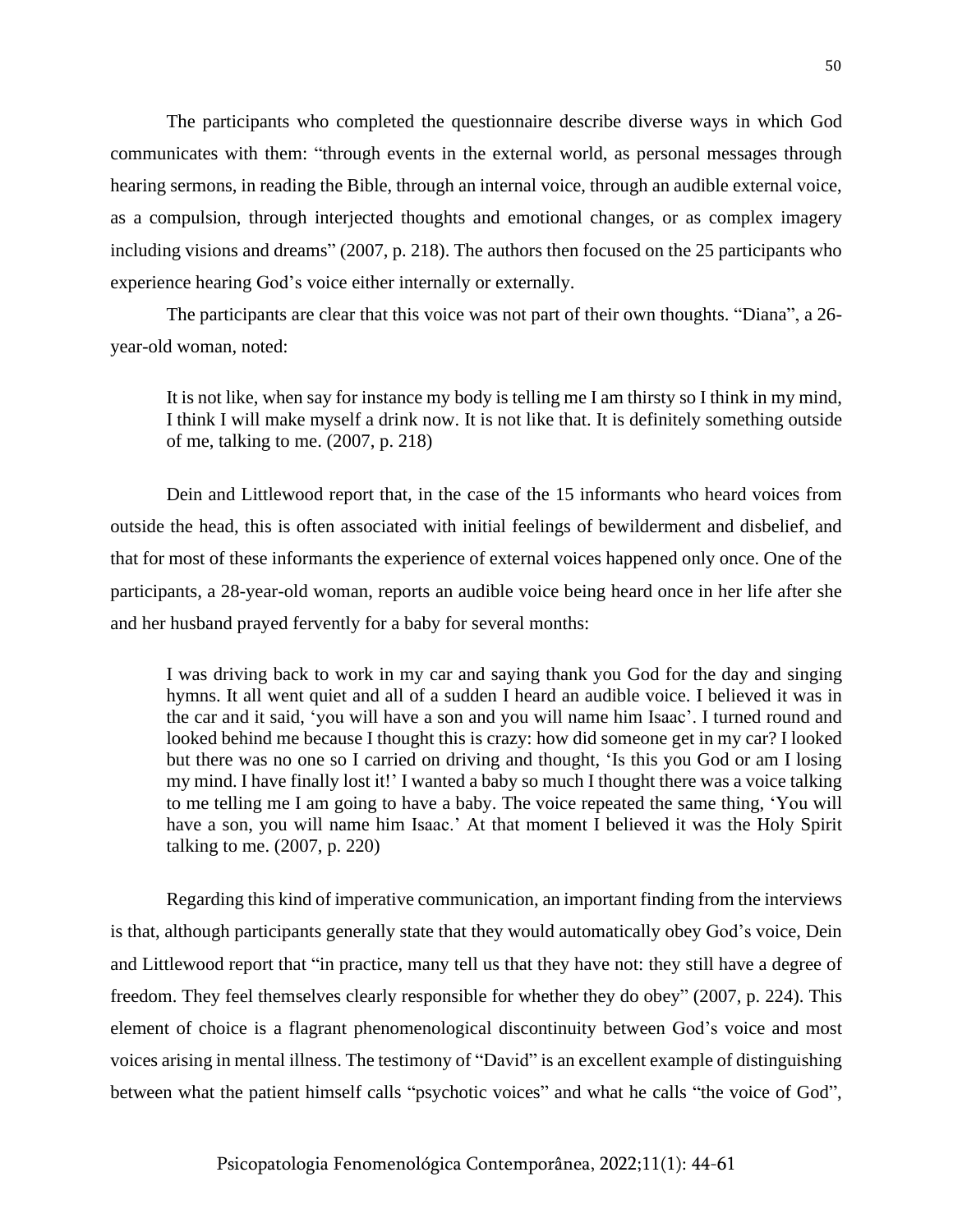The participants who completed the questionnaire describe diverse ways in which God communicates with them: "through events in the external world, as personal messages through hearing sermons, in reading the Bible, through an internal voice, through an audible external voice, as a compulsion, through interjected thoughts and emotional changes, or as complex imagery including visions and dreams" (2007, p. 218). The authors then focused on the 25 participants who experience hearing God's voice either internally or externally.

The participants are clear that this voice was not part of their own thoughts. "Diana", a 26-year-old woman, noted:

> It is not like, when say for instance my body is telling me I am thirsty so I think in my mind, I think I will make myself a drink now. It is not like that. It is definitely something outside of me, talking to me. (2007, p. 218)

Dein and Littlewood report that, in the case of the 15 informants who heard voices from outside the head, this is often associated with initial feelings of bewilderment and disbelief, and that for most of these informants the experience of external voices happened only once. One of the participants, a 28-year-old woman, reports an audible voice being heard once in her life after she and her husband prayed fervently for a baby for several months:

> I was driving back to work in my car and saying thank you God for the day and singing hymns. It all went quiet and all of a sudden I heard an audible voice. I believed it was in the car and it said, 'you will have a son and you will name him Isaac'. I turned round and looked behind me because I thought this is crazy: how did someone get in my car? I looked but there was no one so I carried on driving and thought, 'Is this you God or am I losing my mind. I have finally lost it!' I wanted a baby so much I thought there was a voice talking to me telling me I am going to have a baby. The voice repeated the same thing, 'You will have a son, you will name him Isaac.' At that moment I believed it was the Holy Spirit talking to me. (2007, p. 220)

Regarding this kind of imperative communication, an important finding from the interviews is that, although participants generally state that they would automatically obey God's voice, Dein and Littlewood report that "in practice, many tell us that they have not: they still have a degree of freedom. They feel themselves clearly responsible for whether they do obey" (2007, p. 224). This element of choice is a flagrant phenomenological discontinuity between God's voice and most voices arising in mental illness. The testimony of "David" is an excellent example of distinguishing between what the patient himself calls "psychotic voices" and what he calls "the voice of God",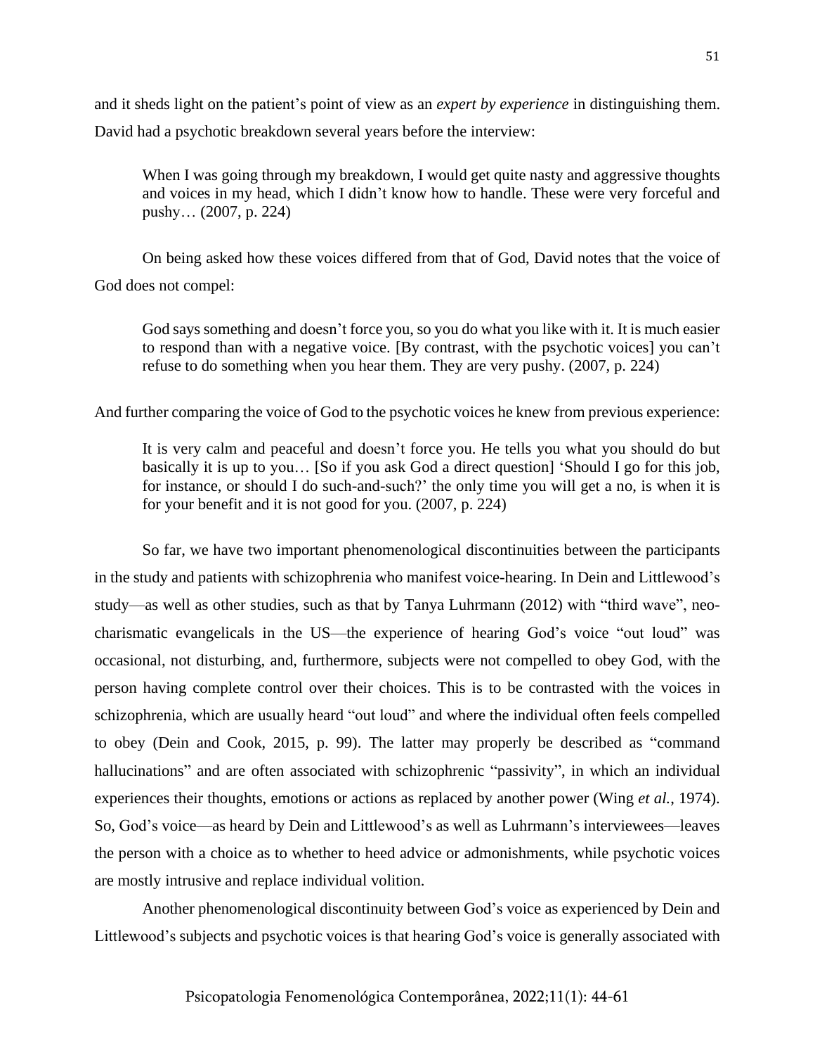and it sheds light on the patient's point of view as an *expert by experience* in distinguishing them. David had a psychotic breakdown several years before the interview:

> When I was going through my breakdown, I would get quite nasty and aggressive thoughts and voices in my head, which I didn't know how to handle. These were very forceful and pushy… (2007, p. 224)

On being asked how these voices differed from that of God, David notes that the voice of God does not compel:

> God says something and doesn't force you, so you do what you like with it. It is much easier to respond than with a negative voice. [By contrast, with the psychotic voices] you can't refuse to do something when you hear them. They are very pushy. (2007, p. 224)

And further comparing the voice of God to the psychotic voices he knew from previous experience:

> It is very calm and peaceful and doesn't force you. He tells you what you should do but basically it is up to you… [So if you ask God a direct question] 'Should I go for this job, for instance, or should I do such-and-such?' the only time you will get a no, is when it is for your benefit and it is not good for you. (2007, p. 224)

So far, we have two important phenomenological discontinuities between the participants in the study and patients with schizophrenia who manifest voice-hearing. In Dein and Littlewood's study—as well as other studies, such as that by Tanya Luhrmann (2012) with "third wave", neo-charismatic evangelicals in the US—the experience of hearing God's voice "out loud" was occasional, not disturbing, and, furthermore, subjects were not compelled to obey God, with the person having complete control over their choices. This is to be contrasted with the voices in schizophrenia, which are usually heard "out loud" and where the individual often feels compelled to obey (Dein and Cook, 2015, p. 99). The latter may properly be described as "command hallucinations" and are often associated with schizophrenic "passivity", in which an individual experiences their thoughts, emotions or actions as replaced by another power (Wing *et al.*, 1974). So, God's voice—as heard by Dein and Littlewood's as well as Luhrmann's interviewees—leaves the person with a choice as to whether to heed advice or admonishments, while psychotic voices are mostly intrusive and replace individual volition.

Another phenomenological discontinuity between God's voice as experienced by Dein and Littlewood's subjects and psychotic voices is that hearing God's voice is generally associated with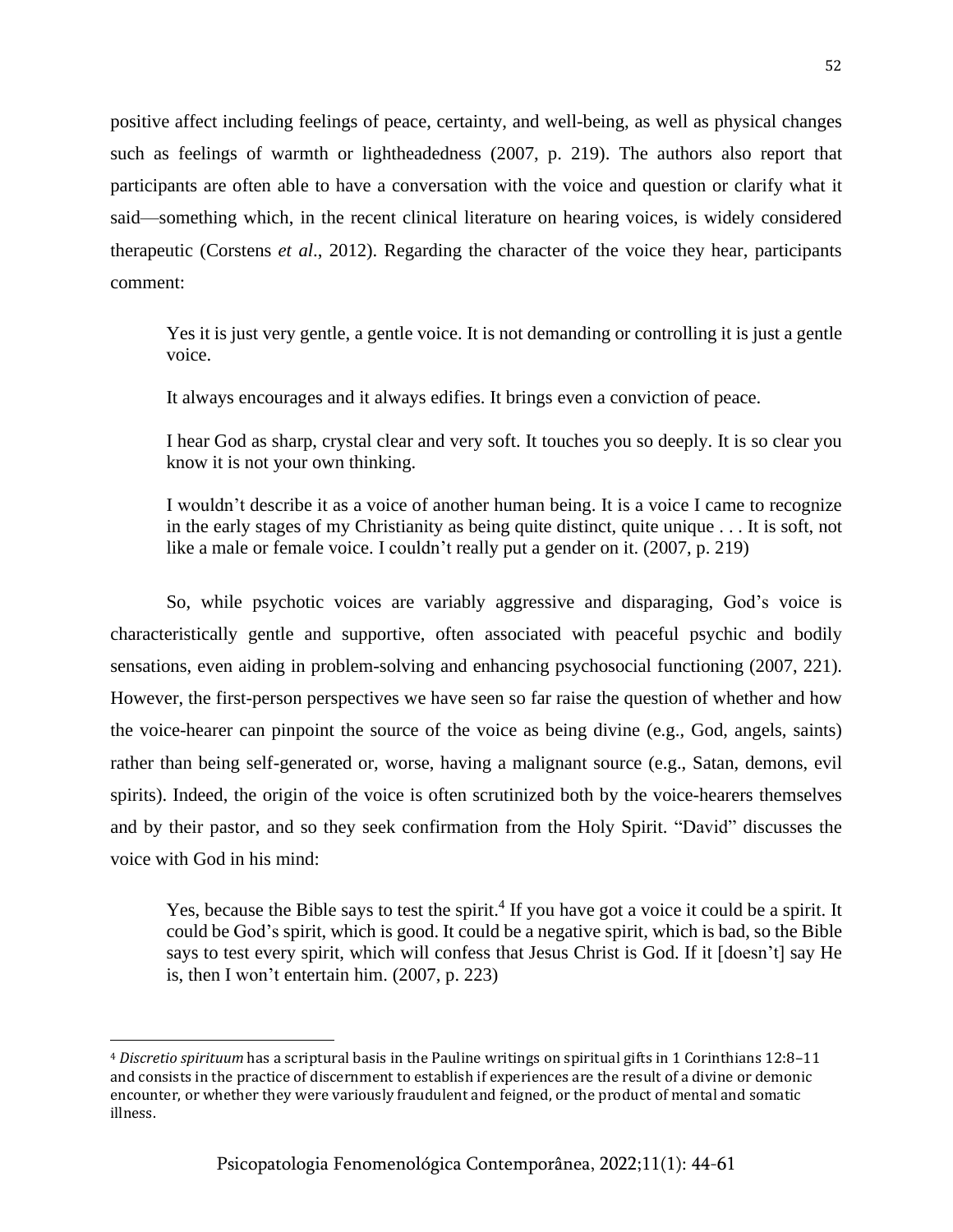positive affect including feelings of peace, certainty, and well-being, as well as physical changes such as feelings of warmth or lightheadedness (2007, p. 219). The authors also report that participants are often able to have a conversation with the voice and question or clarify what it said—something which, in the recent clinical literature on hearing voices, is widely considered therapeutic (Corstens *et al*., 2012). Regarding the character of the voice they hear, participants comment:

> Yes it is just very gentle, a gentle voice. It is not demanding or controlling it is just a gentle voice.
>
> It always encourages and it always edifies. It brings even a conviction of peace.
>
> I hear God as sharp, crystal clear and very soft. It touches you so deeply. It is so clear you know it is not your own thinking.
>
> I wouldn't describe it as a voice of another human being. It is a voice I came to recognize in the early stages of my Christianity as being quite distinct, quite unique . . . It is soft, not like a male or female voice. I couldn't really put a gender on it. (2007, p. 219)

So, while psychotic voices are variably aggressive and disparaging, God's voice is characteristically gentle and supportive, often associated with peaceful psychic and bodily sensations, even aiding in problem-solving and enhancing psychosocial functioning (2007, 221). However, the first-person perspectives we have seen so far raise the question of whether and how the voice-hearer can pinpoint the source of the voice as being divine (e.g., God, angels, saints) rather than being self-generated or, worse, having a malignant source (e.g., Satan, demons, evil spirits). Indeed, the origin of the voice is often scrutinized both by the voice-hearers themselves and by their pastor, and so they seek confirmation from the Holy Spirit. "David" discusses the voice with God in his mind:

> Yes, because the Bible says to test the spirit.[4] If you have got a voice it could be a spirit. It could be God's spirit, which is good. It could be a negative spirit, which is bad, so the Bible says to test every spirit, which will confess that Jesus Christ is God. If it [doesn't] say He is, then I won't entertain him. (2007, p. 223)

[4] *Discretio spirituum* has a scriptural basis in the Pauline writings on spiritual gifts in 1 Corinthians 12:8–11 and consists in the practice of discernment to establish if experiences are the result of a divine or demonic encounter, or whether they were variously fraudulent and feigned, or the product of mental and somatic illness.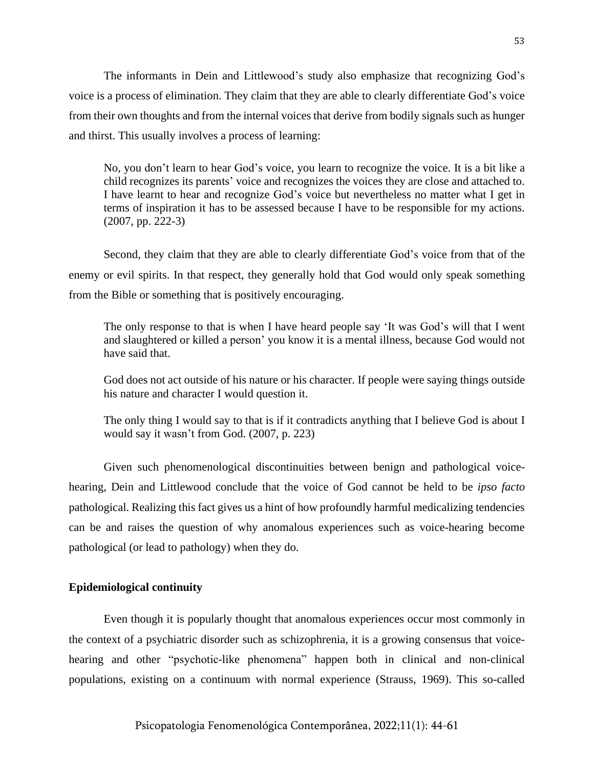The informants in Dein and Littlewood's study also emphasize that recognizing God's voice is a process of elimination. They claim that they are able to clearly differentiate God's voice from their own thoughts and from the internal voices that derive from bodily signals such as hunger and thirst. This usually involves a process of learning:

> No, you don't learn to hear God's voice, you learn to recognize the voice. It is a bit like a child recognizes its parents' voice and recognizes the voices they are close and attached to. I have learnt to hear and recognize God's voice but nevertheless no matter what I get in terms of inspiration it has to be assessed because I have to be responsible for my actions. (2007, pp. 222-3)

Second, they claim that they are able to clearly differentiate God's voice from that of the enemy or evil spirits. In that respect, they generally hold that God would only speak something from the Bible or something that is positively encouraging.

> The only response to that is when I have heard people say 'It was God's will that I went and slaughtered or killed a person' you know it is a mental illness, because God would not have said that.
>
> God does not act outside of his nature or his character. If people were saying things outside his nature and character I would question it.
>
> The only thing I would say to that is if it contradicts anything that I believe God is about I would say it wasn't from God. (2007, p. 223)

Given such phenomenological discontinuities between benign and pathological voice-hearing, Dein and Littlewood conclude that the voice of God cannot be held to be *ipso facto* pathological. Realizing this fact gives us a hint of how profoundly harmful medicalizing tendencies can be and raises the question of why anomalous experiences such as voice-hearing become pathological (or lead to pathology) when they do.

**Epidemiological continuity**

Even though it is popularly thought that anomalous experiences occur most commonly in the context of a psychiatric disorder such as schizophrenia, it is a growing consensus that voice-hearing and other "psychotic-like phenomena" happen both in clinical and non-clinical populations, existing on a continuum with normal experience (Strauss, 1969). This so-called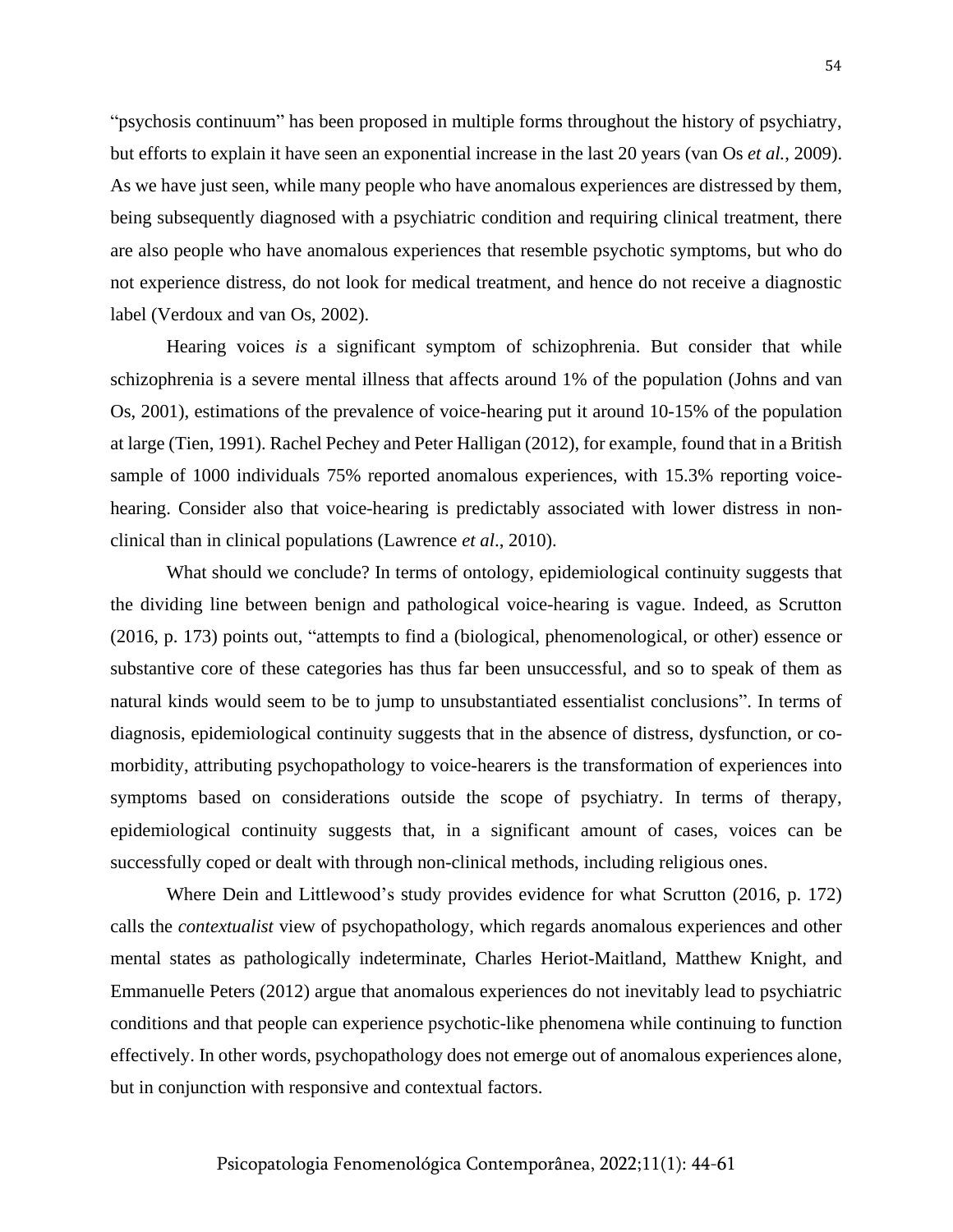"psychosis continuum" has been proposed in multiple forms throughout the history of psychiatry, but efforts to explain it have seen an exponential increase in the last 20 years (van Os *et al.*, 2009). As we have just seen, while many people who have anomalous experiences are distressed by them, being subsequently diagnosed with a psychiatric condition and requiring clinical treatment, there are also people who have anomalous experiences that resemble psychotic symptoms, but who do not experience distress, do not look for medical treatment, and hence do not receive a diagnostic label (Verdoux and van Os, 2002).

Hearing voices *is* a significant symptom of schizophrenia. But consider that while schizophrenia is a severe mental illness that affects around 1% of the population (Johns and van Os, 2001), estimations of the prevalence of voice-hearing put it around 10-15% of the population at large (Tien, 1991). Rachel Pechey and Peter Halligan (2012), for example, found that in a British sample of 1000 individuals 75% reported anomalous experiences, with 15.3% reporting voice-hearing. Consider also that voice-hearing is predictably associated with lower distress in non-clinical than in clinical populations (Lawrence *et al*., 2010).

What should we conclude? In terms of ontology, epidemiological continuity suggests that the dividing line between benign and pathological voice-hearing is vague. Indeed, as Scrutton (2016, p. 173) points out, "attempts to find a (biological, phenomenological, or other) essence or substantive core of these categories has thus far been unsuccessful, and so to speak of them as natural kinds would seem to be to jump to unsubstantiated essentialist conclusions". In terms of diagnosis, epidemiological continuity suggests that in the absence of distress, dysfunction, or co-morbidity, attributing psychopathology to voice-hearers is the transformation of experiences into symptoms based on considerations outside the scope of psychiatry. In terms of therapy, epidemiological continuity suggests that, in a significant amount of cases, voices can be successfully coped or dealt with through non-clinical methods, including religious ones.

Where Dein and Littlewood's study provides evidence for what Scrutton (2016, p. 172) calls the *contextualist* view of psychopathology, which regards anomalous experiences and other mental states as pathologically indeterminate, Charles Heriot-Maitland, Matthew Knight, and Emmanuelle Peters (2012) argue that anomalous experiences do not inevitably lead to psychiatric conditions and that people can experience psychotic-like phenomena while continuing to function effectively. In other words, psychopathology does not emerge out of anomalous experiences alone, but in conjunction with responsive and contextual factors.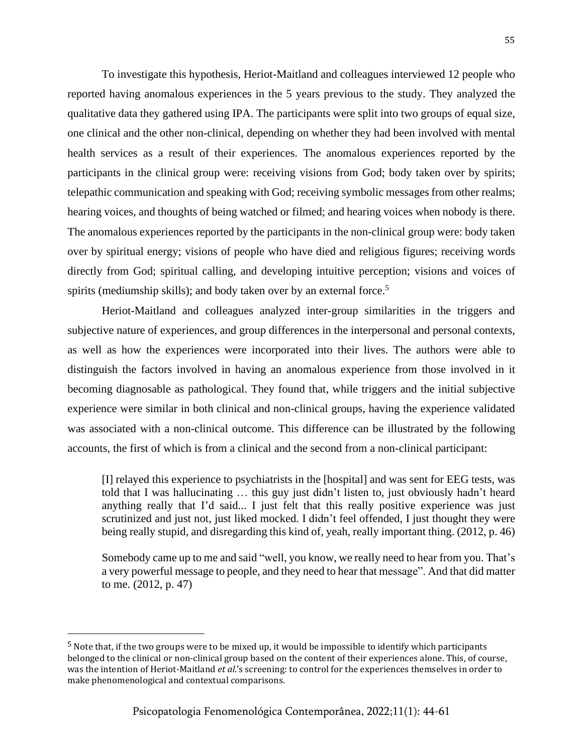To investigate this hypothesis, Heriot-Maitland and colleagues interviewed 12 people who reported having anomalous experiences in the 5 years previous to the study. They analyzed the qualitative data they gathered using IPA. The participants were split into two groups of equal size, one clinical and the other non-clinical, depending on whether they had been involved with mental health services as a result of their experiences. The anomalous experiences reported by the participants in the clinical group were: receiving visions from God; body taken over by spirits; telepathic communication and speaking with God; receiving symbolic messages from other realms; hearing voices, and thoughts of being watched or filmed; and hearing voices when nobody is there. The anomalous experiences reported by the participants in the non-clinical group were: body taken over by spiritual energy; visions of people who have died and religious figures; receiving words directly from God; spiritual calling, and developing intuitive perception; visions and voices of spirits (mediumship skills); and body taken over by an external force.[5]

Heriot-Maitland and colleagues analyzed inter-group similarities in the triggers and subjective nature of experiences, and group differences in the interpersonal and personal contexts, as well as how the experiences were incorporated into their lives. The authors were able to distinguish the factors involved in having an anomalous experience from those involved in it becoming diagnosable as pathological. They found that, while triggers and the initial subjective experience were similar in both clinical and non-clinical groups, having the experience validated was associated with a non-clinical outcome. This difference can be illustrated by the following accounts, the first of which is from a clinical and the second from a non-clinical participant:

> [I] relayed this experience to psychiatrists in the [hospital] and was sent for EEG tests, was told that I was hallucinating … this guy just didn't listen to, just obviously hadn't heard anything really that I'd said... I just felt that this really positive experience was just scrutinized and just not, just liked mocked. I didn't feel offended, I just thought they were being really stupid, and disregarding this kind of, yeah, really important thing. (2012, p. 46)

> Somebody came up to me and said "well, you know, we really need to hear from you. That's a very powerful message to people, and they need to hear that message". And that did matter to me. (2012, p. 47)

---

[5] Note that, if the two groups were to be mixed up, it would be impossible to identify which participants belonged to the clinical or non-clinical group based on the content of their experiences alone. This, of course, was the intention of Heriot-Maitland *et al.*'s screening: to control for the experiences themselves in order to make phenomenological and contextual comparisons.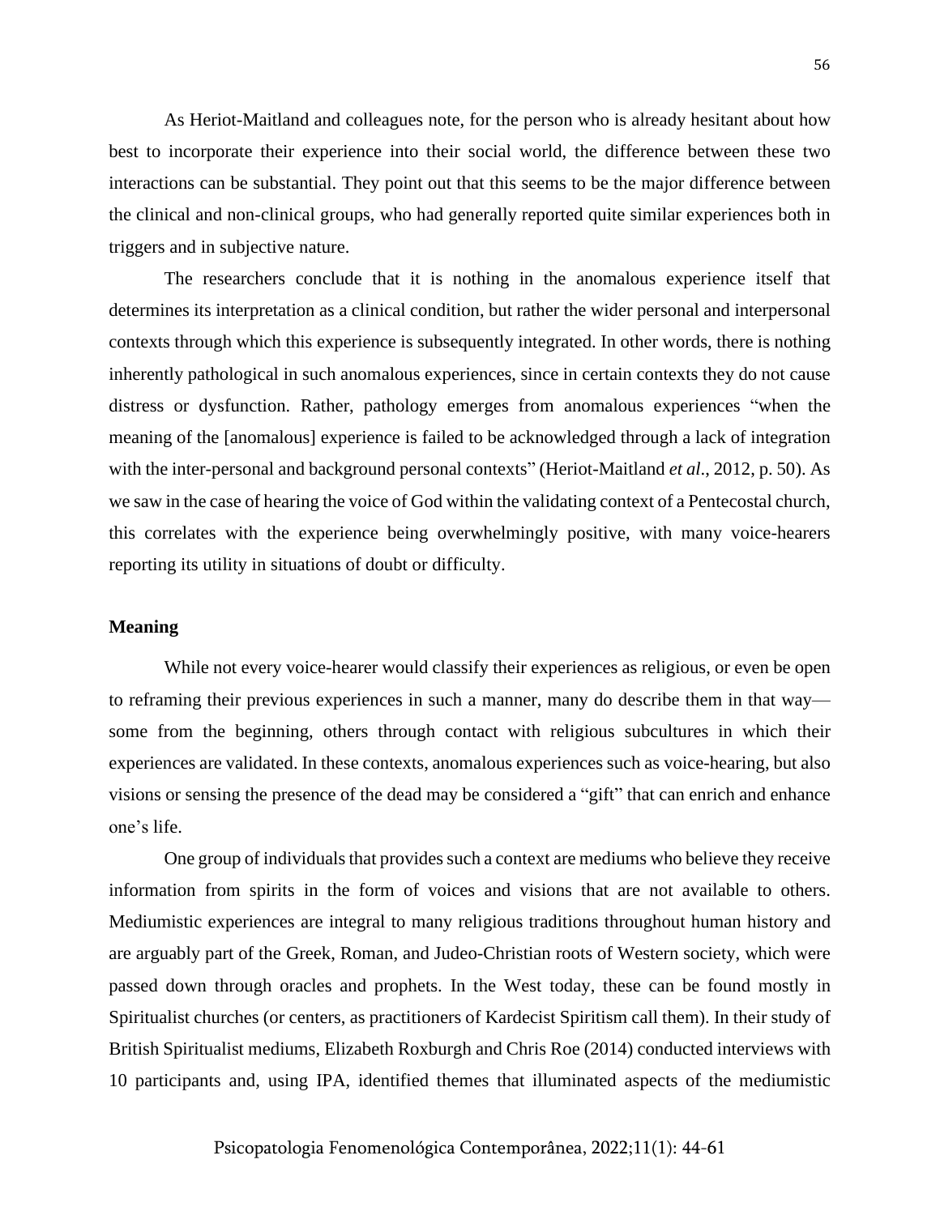As Heriot-Maitland and colleagues note, for the person who is already hesitant about how best to incorporate their experience into their social world, the difference between these two interactions can be substantial. They point out that this seems to be the major difference between the clinical and non-clinical groups, who had generally reported quite similar experiences both in triggers and in subjective nature.

The researchers conclude that it is nothing in the anomalous experience itself that determines its interpretation as a clinical condition, but rather the wider personal and interpersonal contexts through which this experience is subsequently integrated. In other words, there is nothing inherently pathological in such anomalous experiences, since in certain contexts they do not cause distress or dysfunction. Rather, pathology emerges from anomalous experiences "when the meaning of the [anomalous] experience is failed to be acknowledged through a lack of integration with the inter-personal and background personal contexts" (Heriot-Maitland *et al*., 2012, p. 50). As we saw in the case of hearing the voice of God within the validating context of a Pentecostal church, this correlates with the experience being overwhelmingly positive, with many voice-hearers reporting its utility in situations of doubt or difficulty.

**Meaning**

While not every voice-hearer would classify their experiences as religious, or even be open to reframing their previous experiences in such a manner, many do describe them in that way—some from the beginning, others through contact with religious subcultures in which their experiences are validated. In these contexts, anomalous experiences such as voice-hearing, but also visions or sensing the presence of the dead may be considered a "gift" that can enrich and enhance one's life.

One group of individuals that provides such a context are mediums who believe they receive information from spirits in the form of voices and visions that are not available to others. Mediumistic experiences are integral to many religious traditions throughout human history and are arguably part of the Greek, Roman, and Judeo-Christian roots of Western society, which were passed down through oracles and prophets. In the West today, these can be found mostly in Spiritualist churches (or centers, as practitioners of Kardecist Spiritism call them). In their study of British Spiritualist mediums, Elizabeth Roxburgh and Chris Roe (2014) conducted interviews with 10 participants and, using IPA, identified themes that illuminated aspects of the mediumistic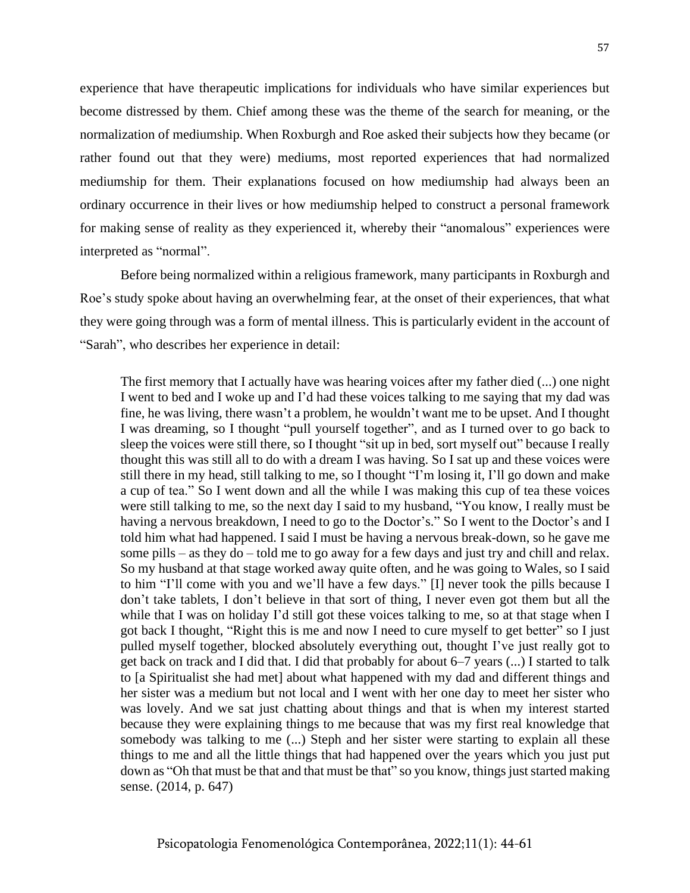experience that have therapeutic implications for individuals who have similar experiences but become distressed by them. Chief among these was the theme of the search for meaning, or the normalization of mediumship. When Roxburgh and Roe asked their subjects how they became (or rather found out that they were) mediums, most reported experiences that had normalized mediumship for them. Their explanations focused on how mediumship had always been an ordinary occurrence in their lives or how mediumship helped to construct a personal framework for making sense of reality as they experienced it, whereby their "anomalous" experiences were interpreted as "normal".

Before being normalized within a religious framework, many participants in Roxburgh and Roe's study spoke about having an overwhelming fear, at the onset of their experiences, that what they were going through was a form of mental illness. This is particularly evident in the account of "Sarah", who describes her experience in detail:

> The first memory that I actually have was hearing voices after my father died (...) one night I went to bed and I woke up and I'd had these voices talking to me saying that my dad was fine, he was living, there wasn't a problem, he wouldn't want me to be upset. And I thought I was dreaming, so I thought "pull yourself together", and as I turned over to go back to sleep the voices were still there, so I thought "sit up in bed, sort myself out" because I really thought this was still all to do with a dream I was having. So I sat up and these voices were still there in my head, still talking to me, so I thought "I'm losing it, I'll go down and make a cup of tea." So I went down and all the while I was making this cup of tea these voices were still talking to me, so the next day I said to my husband, "You know, I really must be having a nervous breakdown, I need to go to the Doctor's." So I went to the Doctor's and I told him what had happened. I said I must be having a nervous break-down, so he gave me some pills – as they do – told me to go away for a few days and just try and chill and relax. So my husband at that stage worked away quite often, and he was going to Wales, so I said to him "I'll come with you and we'll have a few days." [I] never took the pills because I don't take tablets, I don't believe in that sort of thing, I never even got them but all the while that I was on holiday I'd still got these voices talking to me, so at that stage when I got back I thought, "Right this is me and now I need to cure myself to get better" so I just pulled myself together, blocked absolutely everything out, thought I've just really got to get back on track and I did that. I did that probably for about 6–7 years (...) I started to talk to [a Spiritualist she had met] about what happened with my dad and different things and her sister was a medium but not local and I went with her one day to meet her sister who was lovely. And we sat just chatting about things and that is when my interest started because they were explaining things to me because that was my first real knowledge that somebody was talking to me (...) Steph and her sister were starting to explain all these things to me and all the little things that had happened over the years which you just put down as "Oh that must be that and that must be that" so you know, things just started making sense. (2014, p. 647)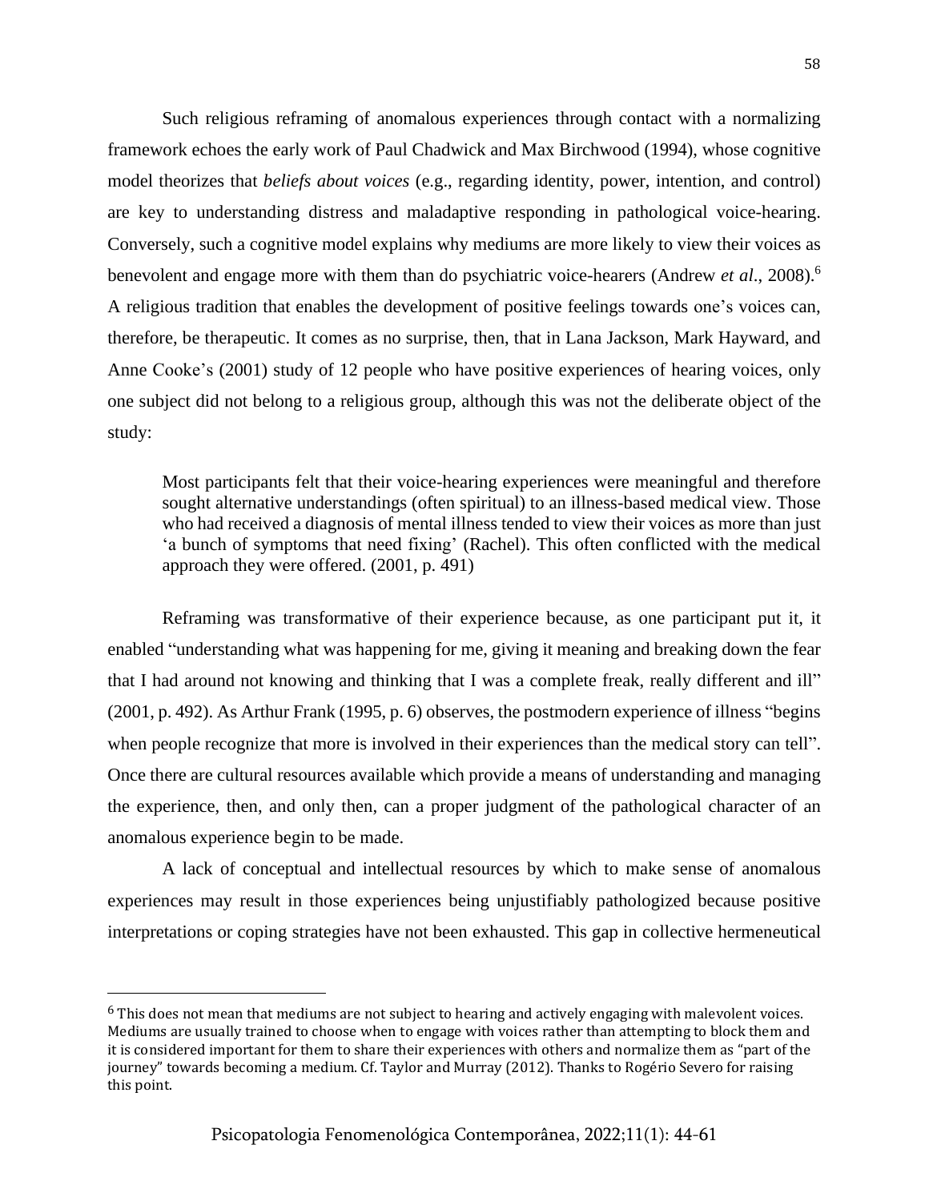Such religious reframing of anomalous experiences through contact with a normalizing framework echoes the early work of Paul Chadwick and Max Birchwood (1994), whose cognitive model theorizes that *beliefs about voices* (e.g., regarding identity, power, intention, and control) are key to understanding distress and maladaptive responding in pathological voice-hearing. Conversely, such a cognitive model explains why mediums are more likely to view their voices as benevolent and engage more with them than do psychiatric voice-hearers (Andrew *et al*., 2008).[6] A religious tradition that enables the development of positive feelings towards one's voices can, therefore, be therapeutic. It comes as no surprise, then, that in Lana Jackson, Mark Hayward, and Anne Cooke's (2001) study of 12 people who have positive experiences of hearing voices, only one subject did not belong to a religious group, although this was not the deliberate object of the study:

> Most participants felt that their voice-hearing experiences were meaningful and therefore sought alternative understandings (often spiritual) to an illness-based medical view. Those who had received a diagnosis of mental illness tended to view their voices as more than just 'a bunch of symptoms that need fixing' (Rachel). This often conflicted with the medical approach they were offered. (2001, p. 491)

Reframing was transformative of their experience because, as one participant put it, it enabled "understanding what was happening for me, giving it meaning and breaking down the fear that I had around not knowing and thinking that I was a complete freak, really different and ill" (2001, p. 492). As Arthur Frank (1995, p. 6) observes, the postmodern experience of illness "begins when people recognize that more is involved in their experiences than the medical story can tell". Once there are cultural resources available which provide a means of understanding and managing the experience, then, and only then, can a proper judgment of the pathological character of an anomalous experience begin to be made.

A lack of conceptual and intellectual resources by which to make sense of anomalous experiences may result in those experiences being unjustifiably pathologized because positive interpretations or coping strategies have not been exhausted. This gap in collective hermeneutical

---

[6] This does not mean that mediums are not subject to hearing and actively engaging with malevolent voices. Mediums are usually trained to choose when to engage with voices rather than attempting to block them and it is considered important for them to share their experiences with others and normalize them as "part of the journey" towards becoming a medium. Cf. Taylor and Murray (2012). Thanks to Rogério Severo for raising this point.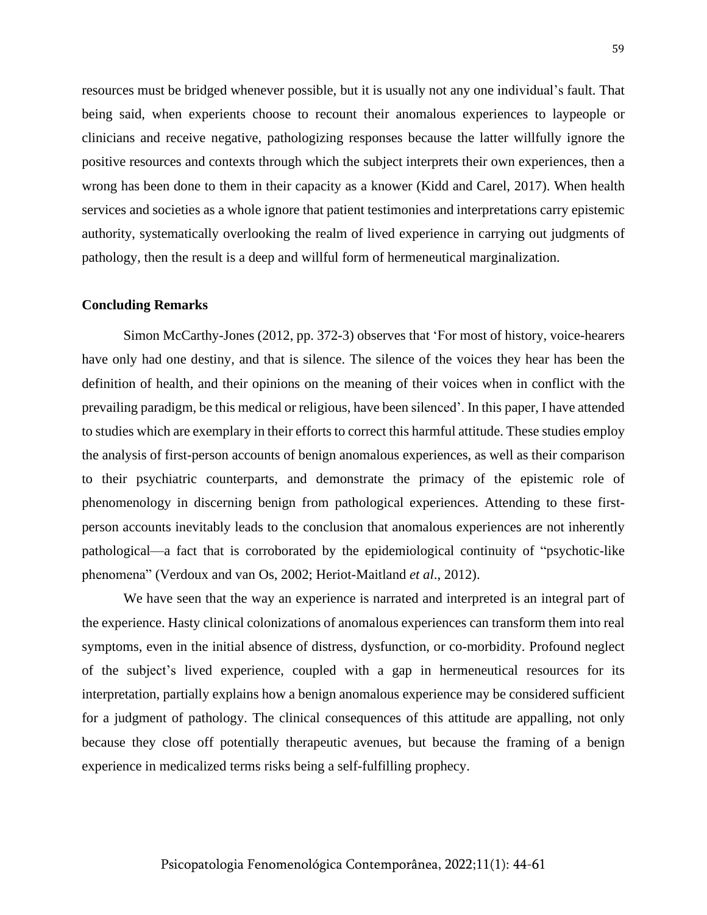resources must be bridged whenever possible, but it is usually not any one individual's fault. That being said, when experients choose to recount their anomalous experiences to laypeople or clinicians and receive negative, pathologizing responses because the latter willfully ignore the positive resources and contexts through which the subject interprets their own experiences, then a wrong has been done to them in their capacity as a knower (Kidd and Carel, 2017). When health services and societies as a whole ignore that patient testimonies and interpretations carry epistemic authority, systematically overlooking the realm of lived experience in carrying out judgments of pathology, then the result is a deep and willful form of hermeneutical marginalization.

**Concluding Remarks**

Simon McCarthy-Jones (2012, pp. 372-3) observes that 'For most of history, voice-hearers have only had one destiny, and that is silence. The silence of the voices they hear has been the definition of health, and their opinions on the meaning of their voices when in conflict with the prevailing paradigm, be this medical or religious, have been silenced'. In this paper, I have attended to studies which are exemplary in their efforts to correct this harmful attitude. These studies employ the analysis of first-person accounts of benign anomalous experiences, as well as their comparison to their psychiatric counterparts, and demonstrate the primacy of the epistemic role of phenomenology in discerning benign from pathological experiences. Attending to these first-person accounts inevitably leads to the conclusion that anomalous experiences are not inherently pathological—a fact that is corroborated by the epidemiological continuity of "psychotic-like phenomena" (Verdoux and van Os, 2002; Heriot-Maitland *et al*., 2012).

We have seen that the way an experience is narrated and interpreted is an integral part of the experience. Hasty clinical colonizations of anomalous experiences can transform them into real symptoms, even in the initial absence of distress, dysfunction, or co-morbidity. Profound neglect of the subject's lived experience, coupled with a gap in hermeneutical resources for its interpretation, partially explains how a benign anomalous experience may be considered sufficient for a judgment of pathology. The clinical consequences of this attitude are appalling, not only because they close off potentially therapeutic avenues, but because the framing of a benign experience in medicalized terms risks being a self-fulfilling prophecy.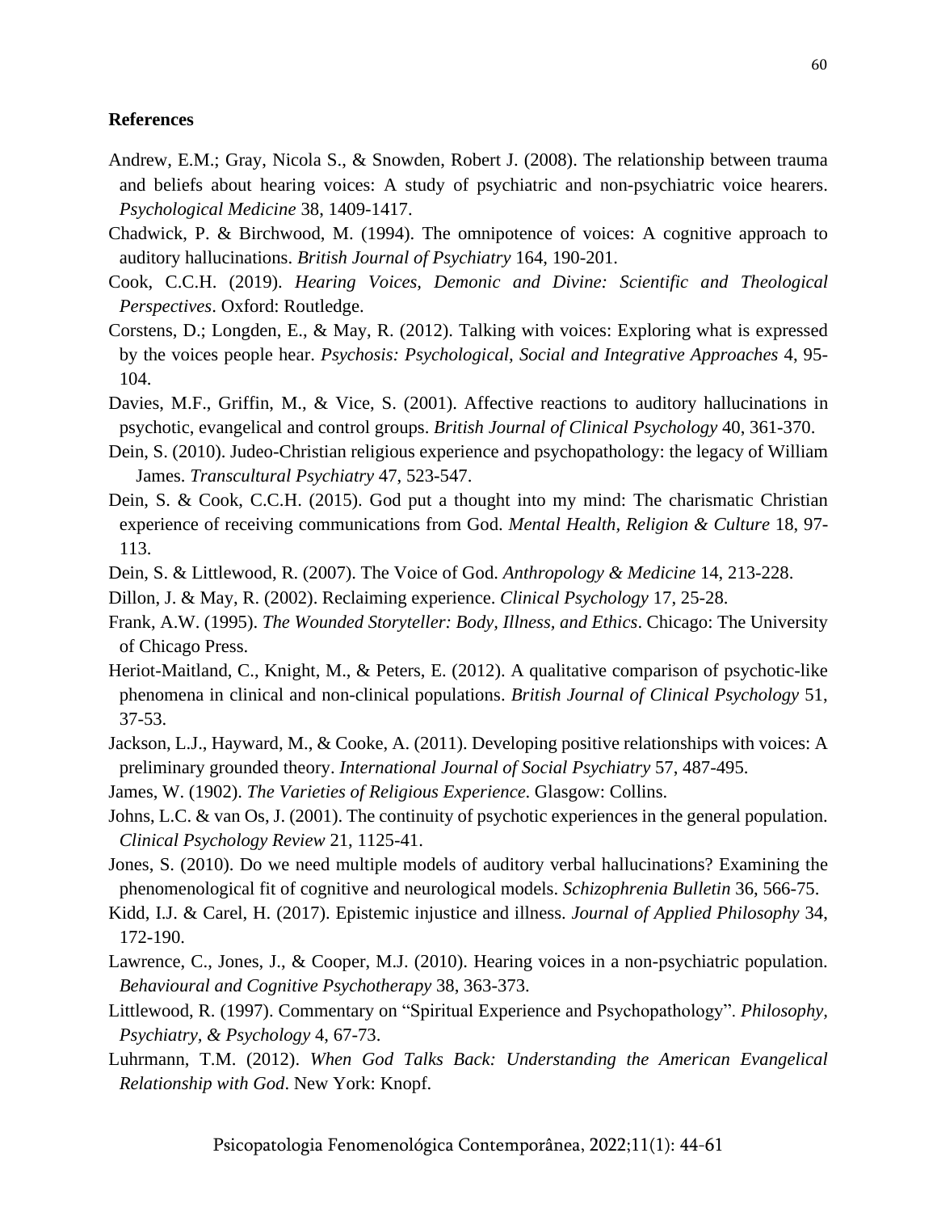## References

Andrew, E.M.; Gray, Nicola S., & Snowden, Robert J. (2008). The relationship between trauma and beliefs about hearing voices: A study of psychiatric and non-psychiatric voice hearers. *Psychological Medicine* 38, 1409-1417.

Chadwick, P. & Birchwood, M. (1994). The omnipotence of voices: A cognitive approach to auditory hallucinations. *British Journal of Psychiatry* 164, 190-201.

Cook, C.C.H. (2019). *Hearing Voices, Demonic and Divine: Scientific and Theological Perspectives*. Oxford: Routledge.

Corstens, D.; Longden, E., & May, R. (2012). Talking with voices: Exploring what is expressed by the voices people hear. *Psychosis: Psychological, Social and Integrative Approaches* 4, 95-104.

Davies, M.F., Griffin, M., & Vice, S. (2001). Affective reactions to auditory hallucinations in psychotic, evangelical and control groups. *British Journal of Clinical Psychology* 40, 361-370.

Dein, S. (2010). Judeo-Christian religious experience and psychopathology: the legacy of William James. *Transcultural Psychiatry* 47, 523-547.

Dein, S. & Cook, C.C.H. (2015). God put a thought into my mind: The charismatic Christian experience of receiving communications from God. *Mental Health, Religion & Culture* 18, 97-113.

Dein, S. & Littlewood, R. (2007). The Voice of God. *Anthropology & Medicine* 14, 213-228.

Dillon, J. & May, R. (2002). Reclaiming experience. *Clinical Psychology* 17, 25-28.

Frank, A.W. (1995). *The Wounded Storyteller: Body, Illness, and Ethics*. Chicago: The University of Chicago Press.

Heriot-Maitland, C., Knight, M., & Peters, E. (2012). A qualitative comparison of psychotic-like phenomena in clinical and non-clinical populations. *British Journal of Clinical Psychology* 51, 37-53.

Jackson, L.J., Hayward, M., & Cooke, A. (2011). Developing positive relationships with voices: A preliminary grounded theory. *International Journal of Social Psychiatry* 57, 487-495.

James, W. (1902). *The Varieties of Religious Experience*. Glasgow: Collins.

Johns, L.C. & van Os, J. (2001). The continuity of psychotic experiences in the general population. *Clinical Psychology Review* 21, 1125-41.

Jones, S. (2010). Do we need multiple models of auditory verbal hallucinations? Examining the phenomenological fit of cognitive and neurological models. *Schizophrenia Bulletin* 36, 566-75.

Kidd, I.J. & Carel, H. (2017). Epistemic injustice and illness. *Journal of Applied Philosophy* 34, 172-190.

Lawrence, C., Jones, J., & Cooper, M.J. (2010). Hearing voices in a non-psychiatric population. *Behavioural and Cognitive Psychotherapy* 38, 363-373.

Littlewood, R. (1997). Commentary on "Spiritual Experience and Psychopathology". *Philosophy, Psychiatry, & Psychology* 4, 67-73.

Luhrmann, T.M. (2012). *When God Talks Back: Understanding the American Evangelical Relationship with God*. New York: Knopf.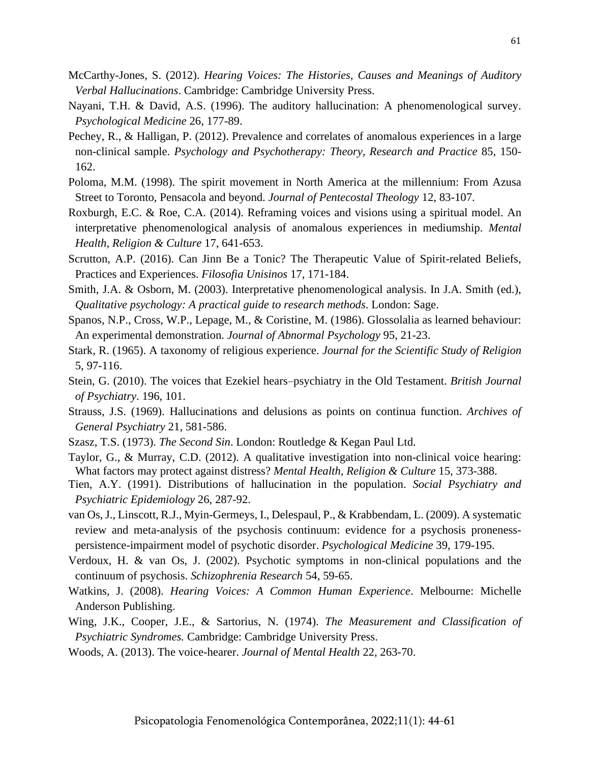McCarthy-Jones, S. (2012). *Hearing Voices: The Histories, Causes and Meanings of Auditory Verbal Hallucinations*. Cambridge: Cambridge University Press.

Nayani, T.H. & David, A.S. (1996). The auditory hallucination: A phenomenological survey. *Psychological Medicine* 26, 177-89.

Pechey, R., & Halligan, P. (2012). Prevalence and correlates of anomalous experiences in a large non-clinical sample. *Psychology and Psychotherapy: Theory, Research and Practice* 85, 150-162.

Poloma, M.M. (1998). The spirit movement in North America at the millennium: From Azusa Street to Toronto, Pensacola and beyond. *Journal of Pentecostal Theology* 12, 83-107.

Roxburgh, E.C. & Roe, C.A. (2014). Reframing voices and visions using a spiritual model. An interpretative phenomenological analysis of anomalous experiences in mediumship. *Mental Health, Religion & Culture* 17, 641-653.

Scrutton, A.P. (2016). Can Jinn Be a Tonic? The Therapeutic Value of Spirit-related Beliefs, Practices and Experiences. *Filosofia Unisinos* 17, 171-184.

Smith, J.A. & Osborn, M. (2003). Interpretative phenomenological analysis. In J.A. Smith (ed.), *Qualitative psychology: A practical guide to research methods*. London: Sage.

Spanos, N.P., Cross, W.P., Lepage, M., & Coristine, M. (1986). Glossolalia as learned behaviour: An experimental demonstration. *Journal of Abnormal Psychology* 95, 21-23.

Stark, R. (1965). A taxonomy of religious experience. *Journal for the Scientific Study of Religion* 5, 97-116.

Stein, G. (2010). The voices that Ezekiel hears–psychiatry in the Old Testament. *British Journal of Psychiatry*. 196, 101.

Strauss, J.S. (1969). Hallucinations and delusions as points on continua function. *Archives of General Psychiatry* 21, 581-586.

Szasz, T.S. (1973). *The Second Sin*. London: Routledge & Kegan Paul Ltd.

Taylor, G., & Murray, C.D. (2012). A qualitative investigation into non-clinical voice hearing: What factors may protect against distress? *Mental Health, Religion & Culture* 15, 373-388.

Tien, A.Y. (1991). Distributions of hallucination in the population. *Social Psychiatry and Psychiatric Epidemiology* 26, 287-92.

van Os, J., Linscott, R.J., Myin-Germeys, I., Delespaul, P., & Krabbendam, L. (2009). A systematic review and meta-analysis of the psychosis continuum: evidence for a psychosis proneness-persistence-impairment model of psychotic disorder. *Psychological Medicine* 39, 179-195.

Verdoux, H. & van Os, J. (2002). Psychotic symptoms in non-clinical populations and the continuum of psychosis. *Schizophrenia Research* 54, 59-65.

Watkins, J. (2008). *Hearing Voices: A Common Human Experience*. Melbourne: Michelle Anderson Publishing.

Wing, J.K., Cooper, J.E., & Sartorius, N. (1974). *The Measurement and Classification of Psychiatric Syndromes.* Cambridge: Cambridge University Press.

Woods, A. (2013). The voice-hearer. *Journal of Mental Health* 22, 263-70.